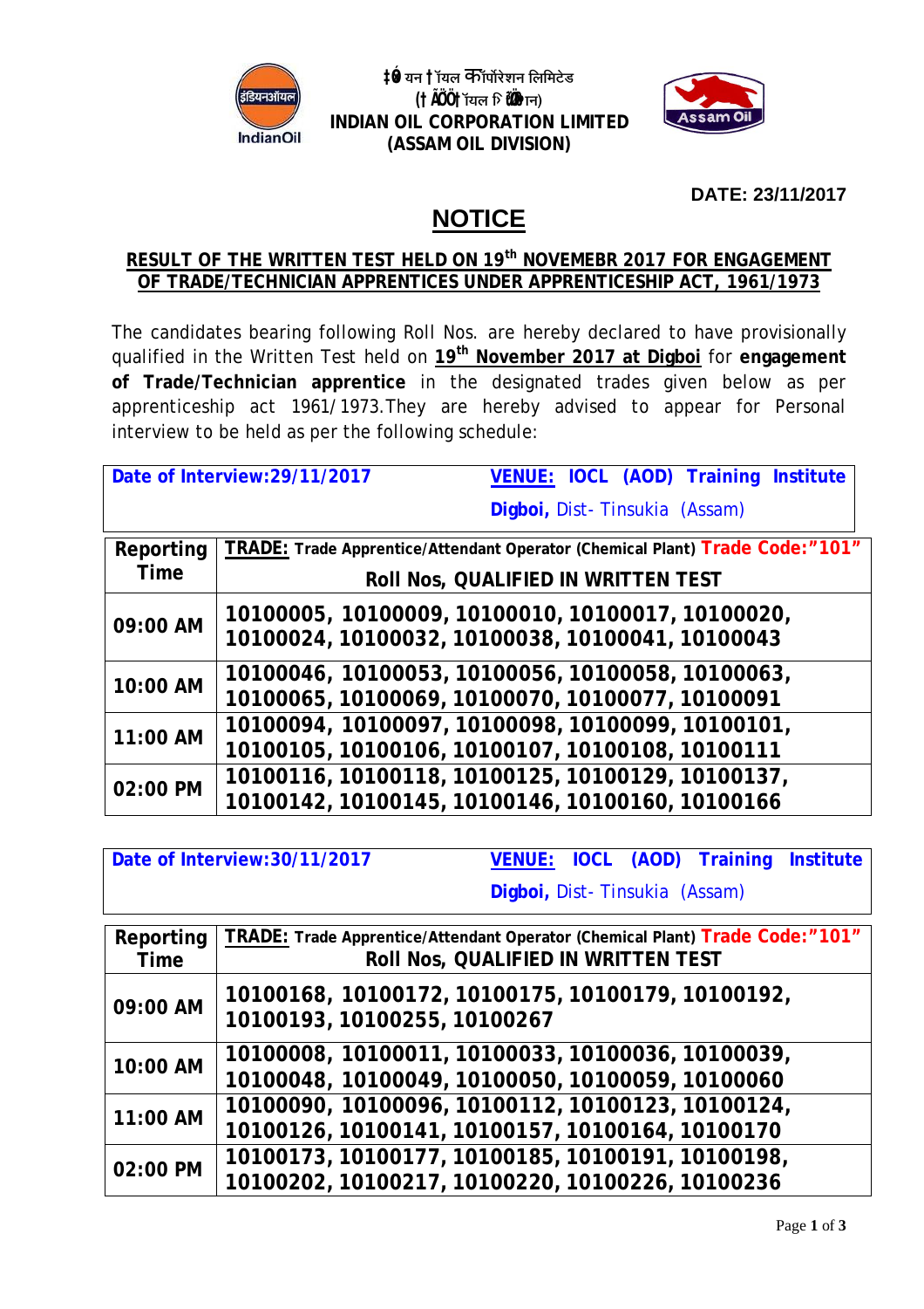इंडियन ऑयल कॉर्पोरेशन लिमिटेड
(असम ऑयल डिवीज़न)

**INDIAN OIL CORPORATION LIMITED**
**(ASSAM OIL DIVISION)**

**DATE: 23/11/2017**

# NOTICE

**RESULT OF THE WRITTEN TEST HELD ON 19th NOVEMEBR 2017 FOR ENGAGEMENT OF TRADE/TECHNICIAN APPRENTICES UNDER APPRENTICESHIP ACT, 1961/1973**

The candidates bearing following Roll Nos. are hereby declared to have provisionally qualified in the Written Test held on **19th November 2017 at Digboi** for **engagement of Trade/Technician apprentice** in the designated trades given below as per apprenticeship act 1961/1973.They are hereby advised to appear for Personal interview to be held as per the following schedule:

**Date of Interview:29/11/2017** | **VENUE: IOCL (AOD) Training Institute Digboi,** Dist- Tinsukia (Assam)

| Reporting Time | TRADE: Trade Apprentice/Attendant Operator (Chemical Plant) Trade Code:"101" Roll Nos, QUALIFIED IN WRITTEN TEST |
|---|---|
| 09:00 AM | 10100005, 10100009, 10100010, 10100017, 10100020, 10100024, 10100032, 10100038, 10100041, 10100043 |
| 10:00 AM | 10100046, 10100053, 10100056, 10100058, 10100063, 10100065, 10100069, 10100070, 10100077, 10100091 |
| 11:00 AM | 10100094, 10100097, 10100098, 10100099, 10100101, 10100105, 10100106, 10100107, 10100108, 10100111 |
| 02:00 PM | 10100116, 10100118, 10100125, 10100129, 10100137, 10100142, 10100145, 10100146, 10100160, 10100166 |

**Date of Interview:30/11/2017** | **VENUE: IOCL (AOD) Training Institute Digboi,** Dist- Tinsukia (Assam)

| Reporting Time | TRADE: Trade Apprentice/Attendant Operator (Chemical Plant) Trade Code:"101" Roll Nos, QUALIFIED IN WRITTEN TEST |
|---|---|
| 09:00 AM | 10100168, 10100172, 10100175, 10100179, 10100192, 10100193, 10100255, 10100267 |
| 10:00 AM | 10100008, 10100011, 10100033, 10100036, 10100039, 10100048, 10100049, 10100050, 10100059, 10100060 |
| 11:00 AM | 10100090, 10100096, 10100112, 10100123, 10100124, 10100126, 10100141, 10100157, 10100164, 10100170 |
| 02:00 PM | 10100173, 10100177, 10100185, 10100191, 10100198, 10100202, 10100217, 10100220, 10100226, 10100236 |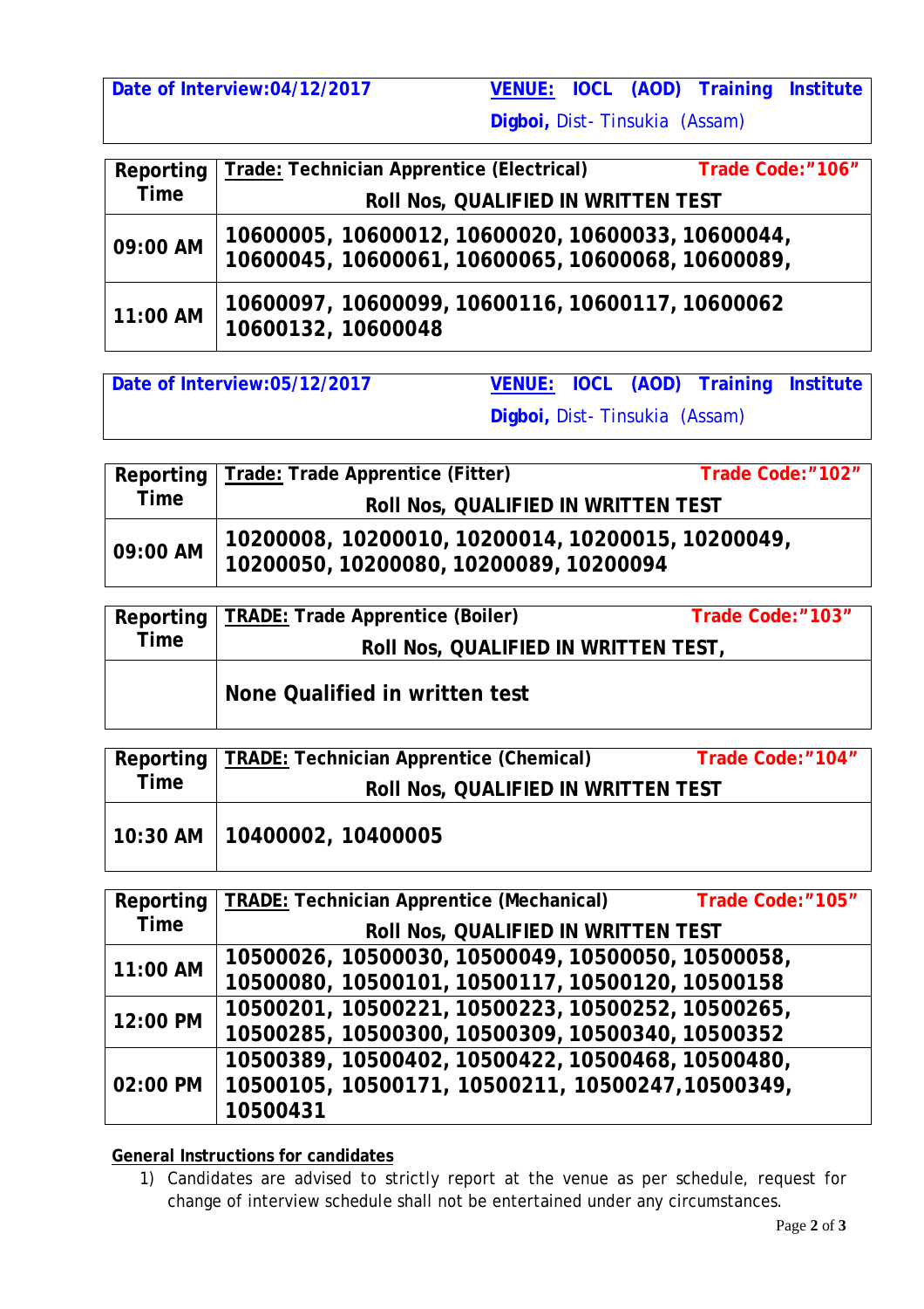| Date of Interview:04/12/2017 | VENUE: IOCL (AOD) Training Institute Digboi, Dist- Tinsukia (Assam) |
|---|---|

| Reporting Time | Trade: Technician Apprentice (Electrical) Trade Code:"106" Roll Nos, QUALIFIED IN WRITTEN TEST |
|---|---|
| 09:00 AM | 10600005, 10600012, 10600020, 10600033, 10600044, 10600045, 10600061, 10600065, 10600068, 10600089, |
| 11:00 AM | 10600097, 10600099, 10600116, 10600117, 10600062 10600132, 10600048 |

| Date of Interview:05/12/2017 | VENUE: IOCL (AOD) Training Institute Digboi, Dist- Tinsukia (Assam) |
|---|---|

| Reporting Time | Trade: Trade Apprentice (Fitter) Trade Code:"102" Roll Nos, QUALIFIED IN WRITTEN TEST |
|---|---|
| 09:00 AM | 10200008, 10200010, 10200014, 10200015, 10200049, 10200050, 10200080, 10200089, 10200094 |

| Reporting Time | TRADE: Trade Apprentice (Boiler) Trade Code:"103" Roll Nos, QUALIFIED IN WRITTEN TEST, |
|---|---|
| | None Qualified in written test |

| Reporting Time | TRADE: Technician Apprentice (Chemical) Trade Code:"104" Roll Nos, QUALIFIED IN WRITTEN TEST |
|---|---|
| 10:30 AM | 10400002, 10400005 |

| Reporting Time | TRADE: Technician Apprentice (Mechanical) Trade Code:"105" Roll Nos, QUALIFIED IN WRITTEN TEST |
|---|---|
| 11:00 AM | 10500026, 10500030, 10500049, 10500050, 10500058, 10500080, 10500101, 10500117, 10500120, 10500158 |
| 12:00 PM | 10500201, 10500221, 10500223, 10500252, 10500265, 10500285, 10500300, 10500309, 10500340, 10500352 |
| 02:00 PM | 10500389, 10500402, 10500422, 10500468, 10500480, 10500105, 10500171, 10500211, 10500247,10500349, 10500431 |

**General Instructions for candidates**

1) Candidates are advised to strictly report at the venue as per schedule, request for change of interview schedule shall not be entertained under any circumstances.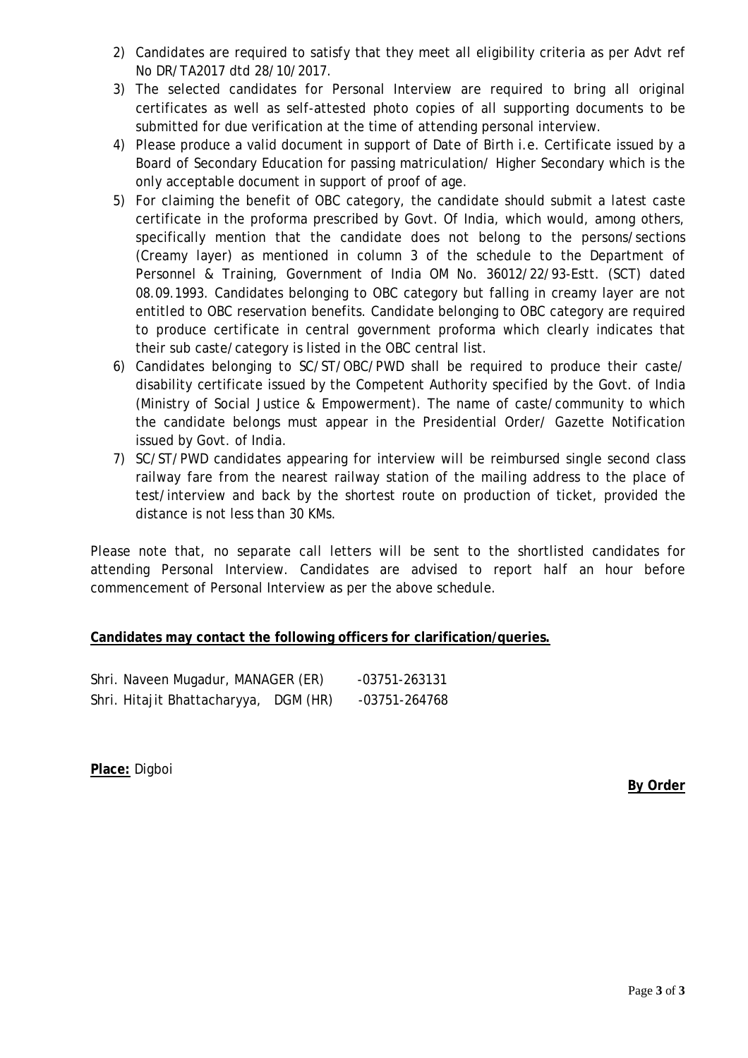2) Candidates are required to satisfy that they meet all eligibility criteria as per Advt ref No DR/TA2017 dtd 28/10/2017.
3) The selected candidates for Personal Interview are required to bring all original certificates as well as self-attested photo copies of all supporting documents to be submitted for due verification at the time of attending personal interview.
4) Please produce a valid document in support of Date of Birth i.e. Certificate issued by a Board of Secondary Education for passing matriculation/ Higher Secondary which is the only acceptable document in support of proof of age.
5) For claiming the benefit of OBC category, the candidate should submit a latest caste certificate in the proforma prescribed by Govt. Of India, which would, among others, specifically mention that the candidate does not belong to the persons/sections (Creamy layer) as mentioned in column 3 of the schedule to the Department of Personnel & Training, Government of India OM No. 36012/22/93-Estt. (SCT) dated 08.09.1993. Candidates belonging to OBC category but falling in creamy layer are not entitled to OBC reservation benefits. Candidate belonging to OBC category are required to produce certificate in central government proforma which clearly indicates that their sub caste/category is listed in the OBC central list.
6) Candidates belonging to SC/ST/OBC/PWD shall be required to produce their caste/ disability certificate issued by the Competent Authority specified by the Govt. of India (Ministry of Social Justice & Empowerment). The name of caste/community to which the candidate belongs must appear in the Presidential Order/ Gazette Notification issued by Govt. of India.
7) SC/ST/PWD candidates appearing for interview will be reimbursed single second class railway fare from the nearest railway station of the mailing address to the place of test/interview and back by the shortest route on production of ticket, provided the distance is not less than 30 KMs.

Please note that, no separate call letters will be sent to the shortlisted candidates for attending Personal Interview. Candidates are advised to report half an hour before commencement of Personal Interview as per the above schedule.

**Candidates may contact the following officers for clarification/queries.**

Shri. Naveen Mugadur, MANAGER (ER) -03751-263131
Shri. Hitajit Bhattacharyya, DGM (HR) -03751-264768

**Place:** Digboi

**By Order**